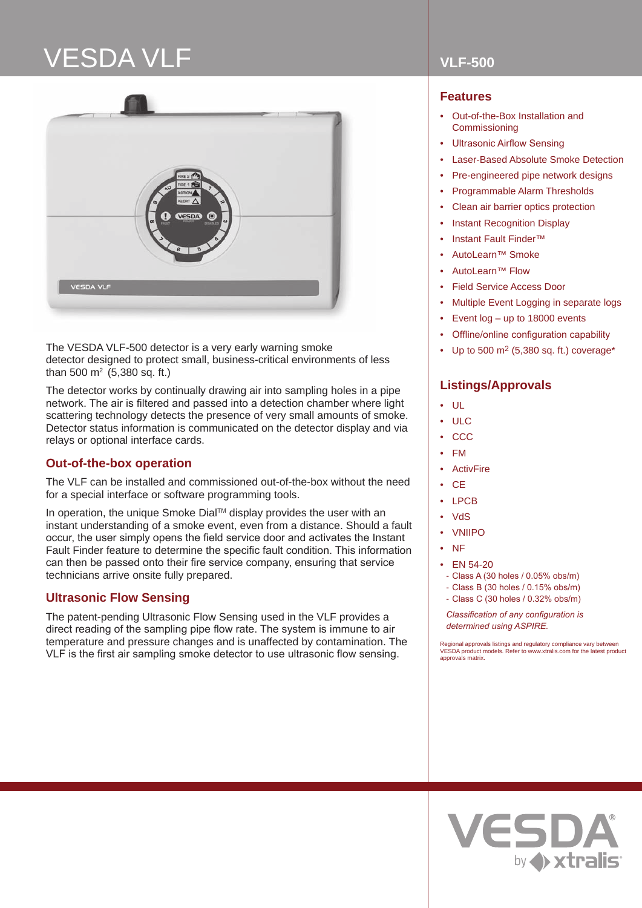# VESDA VLF

## VLF-500

The VESDA VLF-500 detector is a very early warning smoke detector designed to protect small, business-critical environments of less than 500 $m^2$ (5,380 sq. ft.)

The detector works by continually drawing air into sampling holes in a pipe network. The air is filtered and passed into a detection chamber where light scattering technology detects the presence of very small amounts of smoke. Detector status information is communicated on the detector display and via relays or optional interface cards.

### Out-of-the-box operation

The VLF can be installed and commissioned out-of-the-box without the need for a special interface or software programming tools.

In operation, the unique Smoke Dial™ display provides the user with an instant understanding of a smoke event, even from a distance. Should a fault occur, the user simply opens the field service door and activates the Instant Fault Finder feature to determine the specific fault condition. This information can then be passed onto their fire service company, ensuring that service technicians arrive onsite fully prepared.

### Ultrasonic Flow Sensing

The patent-pending Ultrasonic Flow Sensing used in the VLF provides a direct reading of the sampling pipe flow rate. The system is immune to air temperature and pressure changes and is unaffected by contamination. The VLF is the first air sampling smoke detector to use ultrasonic flow sensing.

### Features

- Out-of-the-Box Installation and Commissioning
- Ultrasonic Airflow Sensing
- Laser-Based Absolute Smoke Detection
- Pre-engineered pipe network designs
- Programmable Alarm Thresholds
- Clean air barrier optics protection
- Instant Recognition Display
- Instant Fault Finder™
- AutoLearn™ Smoke
- AutoLearn™ Flow
- Field Service Access Door
- Multiple Event Logging in separate logs
- Event log – up to 18000 events
- Offline/online configuration capability
- Up to 500 $m^2$ (5,380 sq. ft.) coverage*

### Listings/Approvals

- UL
- ULC
- CCC
- FM
- ActivFire
- CE
- LPCB
- VdS
- VNIIPO
- NF
- EN 54-20
  - Class A (30 holes / 0.05% obs/m)
  - Class B (30 holes / 0.15% obs/m)
  - Class C (30 holes / 0.32% obs/m)

*Classification of any configuration is determined using ASPIRE.*

Regional approvals listings and regulatory compliance vary between VESDA product models. Refer to www.xtralis.com for the latest product approvals matrix.

VESDA® by xtralis®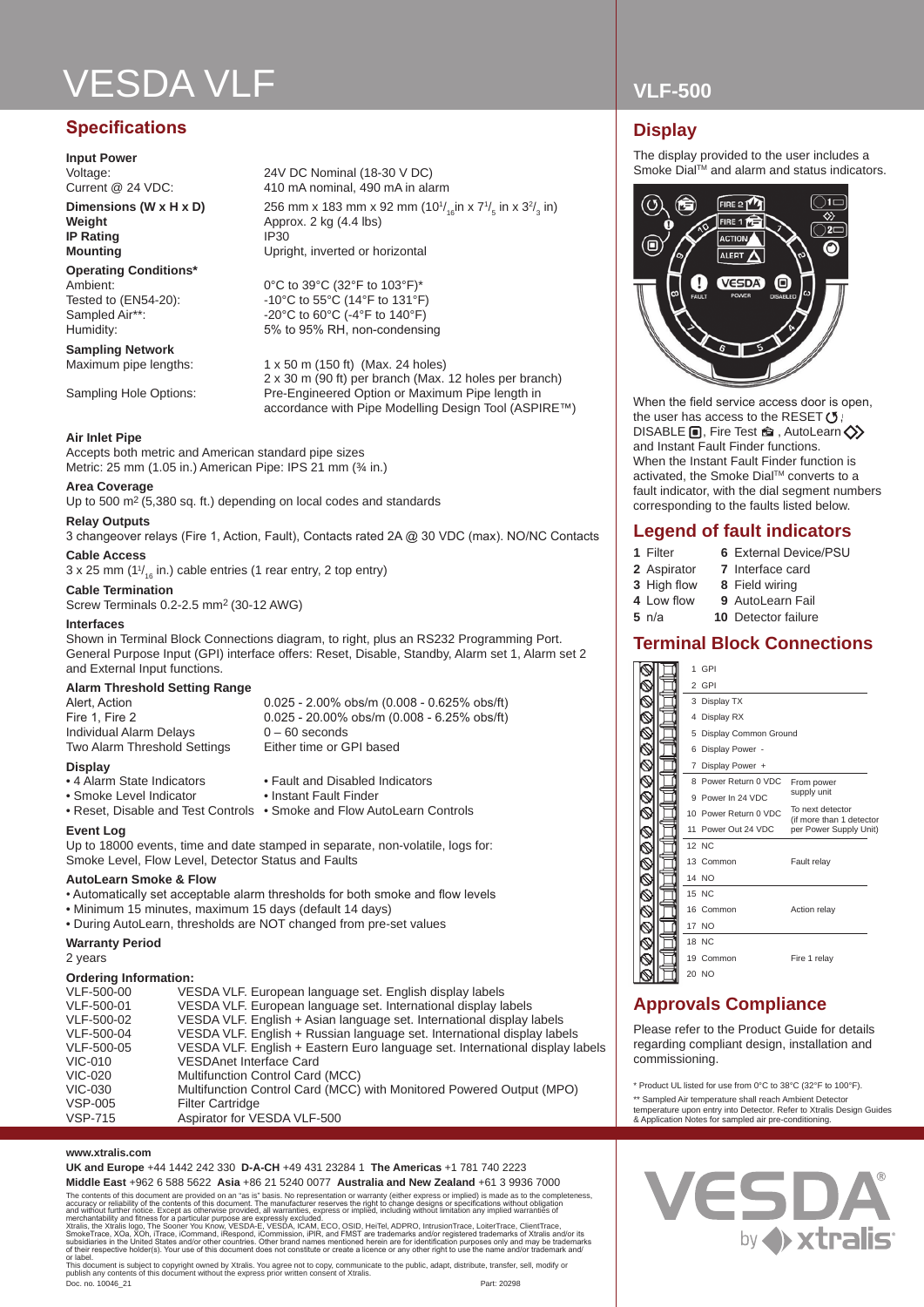# VESDA VLF

## Specifications

**Input Power**

| | |
|---|---|
| Voltage: | 24V DC Nominal (18-30 V DC) |
| Current @ 24 VDC: | 410 mA nominal, 490 mA in alarm |

| | |
|---|---|
| **Dimensions (W x H x D)** | 256 mm x 183 mm x 92 mm (10$^{1}/_{16}$in x 7$^{1}/_{5}$ in x 3$^{2}/_{3}$ in) |
| **Weight** | Approx. 2 kg (4.4 lbs) |
| **IP Rating** | IP30 |
| **Mounting** | Upright, inverted or horizontal |

**Operating Conditions***

| | |
|---|---|
| Ambient: | 0°C to 39°C (32°F to 103°F)* |
| Tested to (EN54-20): | -10°C to 55°C (14°F to 131°F) |
| Sampled Air**: | -20°C to 60°C (-4°F to 140°F) |
| Humidity: | 5% to 95% RH, non-condensing |

**Sampling Network**

| | |
|---|---|
| Maximum pipe lengths: | 1 x 50 m (150 ft) (Max. 24 holes)<br>2 x 30 m (90 ft) per branch (Max. 12 holes per branch) |
| Sampling Hole Options: | Pre-Engineered Option or Maximum Pipe length in accordance with Pipe Modelling Design Tool (ASPIRE™) |

**Air Inlet Pipe**

Accepts both metric and American standard pipe sizes
Metric: 25 mm (1.05 in.) American Pipe: IPS 21 mm (¾ in.)

**Area Coverage**

Up to 500 m² (5,380 sq. ft.) depending on local codes and standards

**Relay Outputs**

3 changeover relays (Fire 1, Action, Fault), Contacts rated 2A @ 30 VDC (max). NO/NC Contacts

**Cable Access**

3 x 25 mm (1$^{1}/_{16}$ in.) cable entries (1 rear entry, 2 top entry)

**Cable Termination**

Screw Terminals 0.2-2.5 mm² (30-12 AWG)

**Interfaces**

Shown in Terminal Block Connections diagram, to right, plus an RS232 Programming Port.
General Purpose Input (GPI) interface offers: Reset, Disable, Standby, Alarm set 1, Alarm set 2 and External Input functions.

**Alarm Threshold Setting Range**

| | |
|---|---|
| Alert, Action | 0.025 - 2.00% obs/m (0.008 - 0.625% obs/ft) |
| Fire 1, Fire 2 | 0.025 - 20.00% obs/m (0.008 - 6.25% obs/ft) |
| Individual Alarm Delays | 0 – 60 seconds |
| Two Alarm Threshold Settings | Either time or GPI based |

**Display**

- 4 Alarm State Indicators
- Smoke Level Indicator
- Reset, Disable and Test Controls
- Fault and Disabled Indicators
- Instant Fault Finder
- Smoke and Flow AutoLearn Controls

**Event Log**

Up to 18000 events, time and date stamped in separate, non-volatile, logs for: Smoke Level, Flow Level, Detector Status and Faults

**AutoLearn Smoke & Flow**

- Automatically set acceptable alarm thresholds for both smoke and flow levels
- Minimum 15 minutes, maximum 15 days (default 14 days)
- During AutoLearn, thresholds are NOT changed from pre-set values

**Warranty Period**

2 years

**Ordering Information:**

| | |
|---|---|
| VLF-500-00 | VESDA VLF. European language set. English display labels |
| VLF-500-01 | VESDA VLF. European language set. International display labels |
| VLF-500-02 | VESDA VLF. English + Asian language set. International display labels |
| VLF-500-04 | VESDA VLF. English + Russian language set. International display labels |
| VLF-500-05 | VESDA VLF. English + Eastern Euro language set. International display labels |
| VIC-010 | VESDAnet Interface Card |
| VIC-020 | Multifunction Control Card (MCC) |
| VIC-030 | Multifunction Control Card (MCC) with Monitored Powered Output (MPO) |
| VSP-005 | Filter Cartridge |
| VSP-715 | Aspirator for VESDA VLF-500 |

# VLF-500

## Display

The display provided to the user includes a Smoke Dial™ and alarm and status indicators.

When the field service access door is open, the user has access to the RESET / DISABLE, Fire Test, AutoLearn and Instant Fault Finder functions.
When the Instant Fault Finder function is activated, the Smoke Dial™ converts to a fault indicator, with the dial segment numbers corresponding to the faults listed below.

## Legend of fault indicators

| | |
|---|---|
| **1** Filter | **6** External Device/PSU |
| **2** Aspirator | **7** Interface card |
| **3** High flow | **8** Field wiring |
| **4** Low flow | **9** AutoLearn Fail |
| **5** n/a | **10** Detector failure |

## Terminal Block Connections

| Terminal | Description | |
|---|---|---|
| 1 | GPI | |
| 2 | GPI | |
| 3 | Display TX | |
| 4 | Display RX | |
| 5 | Display Common Ground | |
| 6 | Display Power - | |
| 7 | Display Power + | |
| 8 | Power Return 0 VDC | From power supply unit |
| 9 | Power In 24 VDC | |
| 10 | Power Return 0 VDC | To next detector (if more than 1 detector per Power Supply Unit) |
| 11 | Power Out 24 VDC | |
| 12 | NC | Fault relay |
| 13 | Common | |
| 14 | NO | |
| 15 | NC | Action relay |
| 16 | Common | |
| 17 | NO | |
| 18 | NC | Fire 1 relay |
| 19 | Common | |
| 20 | NO | |

## Approvals Compliance

Please refer to the Product Guide for details regarding compliant design, installation and commissioning.

\* Product UL listed for use from 0°C to 38°C (32°F to 100°F).

\*\* Sampled Air temperature shall reach Ambient Detector temperature upon entry into Detector. Refer to Xtralis Design Guides & Application Notes for sampled air pre-conditioning.

**www.xtralis.com**

**UK and Europe** +44 1442 242 330 **D-A-CH** +49 431 23284 1 **The Americas** +1 781 740 2223
**Middle East** +962 6 588 5622 **Asia** +86 21 5240 0077 **Australia and New Zealand** +61 3 9936 7000

The contents of this document are provided on an "as is" basis. No representation or warranty (either express or implied) is made as to the completeness, accuracy or reliability of the contents of this document. The manufacturer reserves the right to change designs or specifications without obligation and without further notice. Except as otherwise provided, all warranties, express or implied, including without limitation any implied warranties of merchantability and fitness for a particular purpose are expressly excluded.
Xtralis, the Xtralis logo, The Sooner You Know, VESDA-E, VESDA, ICAM, ECO, OSID, HeiTel, ADPRO, IntrusionTrace, LoiterTrace, ClientTrace, SmokeTrace, XOa, XOh, iTrace, iCommand, iRespond, iCommission, iPIR, and FMST are trademarks and/or registered trademarks of Xtralis and/or its subsidiaries in the United States and/or other countries. Other brand names mentioned herein are for identification purposes only and may be trademarks of their respective holder(s). Your use of this document does not constitute or create a licence or any other right to use the name and/or trademark and/or label.
This document is subject to copyright owned by Xtralis. You agree not to copy, communicate to the public, adapt, distribute, transfer, sell, modify or publish any contents of this document without the express prior written consent of Xtralis.

Doc. no. 10046_21 Part: 20298

VESDA® by xtralis®